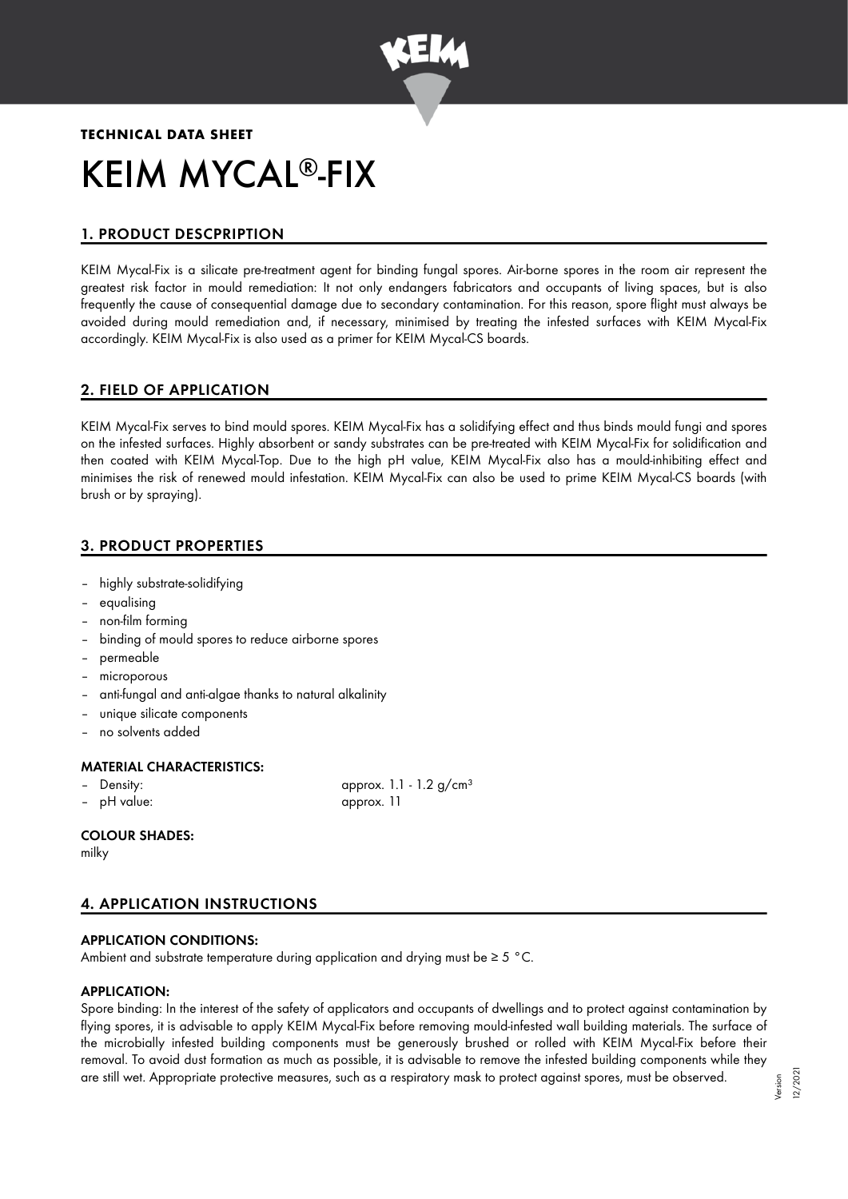**TECHNICAL DATA SHEET**

# KEIM MYCAL®-FIX

## 1. PRODUCT DESCPRIPTION

KEIM Mycal-Fix is a silicate pre-treatment agent for binding fungal spores. Air-borne spores in the room air represent the greatest risk factor in mould remediation: It not only endangers fabricators and occupants of living spaces, but is also frequently the cause of consequential damage due to secondary contamination. For this reason, spore flight must always be avoided during mould remediation and, if necessary, minimised by treating the infested surfaces with KEIM Mycal-Fix accordingly. KEIM Mycal-Fix is also used as a primer for KEIM Mycal-CS boards.

## 2. FIELD OF APPLICATION

KEIM Mycal-Fix serves to bind mould spores. KEIM Mycal-Fix has a solidifying effect and thus binds mould fungi and spores on the infested surfaces. Highly absorbent or sandy substrates can be pre-treated with KEIM Mycal-Fix for solidification and then coated with KEIM Mycal-Top. Due to the high pH value, KEIM Mycal-Fix also has a mould-inhibiting effect and minimises the risk of renewed mould infestation. KEIM Mycal-Fix can also be used to prime KEIM Mycal-CS boards (with brush or by spraying).

## 3. PRODUCT PROPERTIES

- highly substrate-solidifying
- equalising
- non-film forming
- binding of mould spores to reduce airborne spores
- permeable
- microporous
- anti-fungal and anti-algae thanks to natural alkalinity
- unique silicate components
- no solvents added

### MATERIAL CHARACTERISTICS:

- Density: approx. 1.1 - 1.2 g/cm³
- pH value: approx. 11

### COLOUR SHADES:

milky

## 4. APPLICATION INSTRUCTIONS

### APPLICATION CONDITIONS:

Ambient and substrate temperature during application and drying must be ≥ 5 °C.

### APPLICATION:

Spore binding: In the interest of the safety of applicators and occupants of dwellings and to protect against contamination by flying spores, it is advisable to apply KEIM Mycal-Fix before removing mould-infested wall building materials. The surface of the microbially infested building components must be generously brushed or rolled with KEIM Mycal-Fix before their removal. To avoid dust formation as much as possible, it is advisable to remove the infested building components while they are still wet. Appropriate protective measures, such as a respiratory mask to protect against spores, must be observed.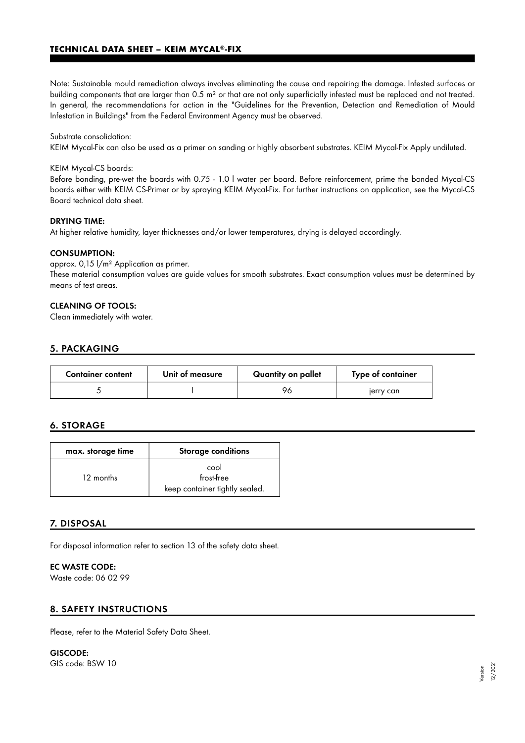Note: Sustainable mould remediation always involves eliminating the cause and repairing the damage. Infested surfaces or building components that are larger than 0.5 m² or that are not only superficially infested must be replaced and not treated. In general, the recommendations for action in the "Guidelines for the Prevention, Detection and Remediation of Mould Infestation in Buildings" from the Federal Environment Agency must be observed.

Substrate consolidation:
KEIM Mycal-Fix can also be used as a primer on sanding or highly absorbent substrates. KEIM Mycal-Fix Apply undiluted.

KEIM Mycal-CS boards:
Before bonding, pre-wet the boards with 0.75 - 1.0 l water per board. Before reinforcement, prime the bonded Mycal-CS boards either with KEIM CS-Primer or by spraying KEIM Mycal-Fix. For further instructions on application, see the Mycal-CS Board technical data sheet.

**DRYING TIME:**
At higher relative humidity, layer thicknesses and/or lower temperatures, drying is delayed accordingly.

**CONSUMPTION:**
approx. 0,15 l/m² Application as primer.
These material consumption values are guide values for smooth substrates. Exact consumption values must be determined by means of test areas.

**CLEANING OF TOOLS:**
Clean immediately with water.

## 5. PACKAGING

| Container content | Unit of measure | Quantity on pallet | Type of container |
|---|---|---|---|
| 5 | l | 96 | jerry can |

## 6. STORAGE

| max. storage time | Storage conditions |
|---|---|
| 12 months | cool<br>frost-free<br>keep container tightly sealed. |

## 7. DISPOSAL

For disposal information refer to section 13 of the safety data sheet.

**EC WASTE CODE:**
Waste code: 06 02 99

## 8. SAFETY INSTRUCTIONS

Please, refer to the Material Safety Data Sheet.

**GISCODE:**
GIS code: BSW 10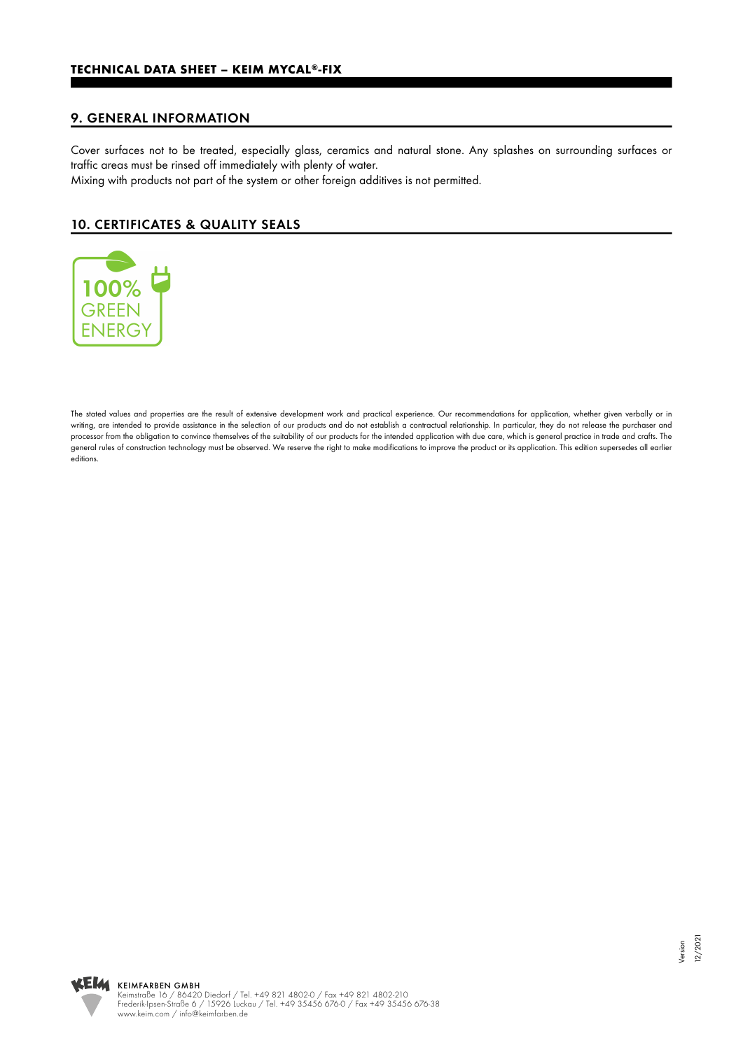## 9. GENERAL INFORMATION

Cover surfaces not to be treated, especially glass, ceramics and natural stone. Any splashes on surrounding surfaces or traffic areas must be rinsed off immediately with plenty of water.
Mixing with products not part of the system or other foreign additives is not permitted.

## 10. CERTIFICATES & QUALITY SEALS

100% GREEN ENERGY

The stated values and properties are the result of extensive development work and practical experience. Our recommendations for application, whether given verbally or in writing, are intended to provide assistance in the selection of our products and do not establish a contractual relationship. In particular, they do not release the purchaser and processor from the obligation to convince themselves of the suitability of our products for the intended application with due care, which is general practice in trade and crafts. The general rules of construction technology must be observed. We reserve the right to make modifications to improve the product or its application. This edition supersedes all earlier editions.

KEIMFARBEN GMBH
Keimstraße 16 / 86420 Diedorf / Tel. +49 821 4802-0 / Fax +49 821 4802-210
Frederik-Ipsen-Straße 6 / 15926 Luckau / Tel. +49 35456 676-0 / Fax +49 35456 676-38
www.keim.com / info@keimfarben.de

Version 12/2021